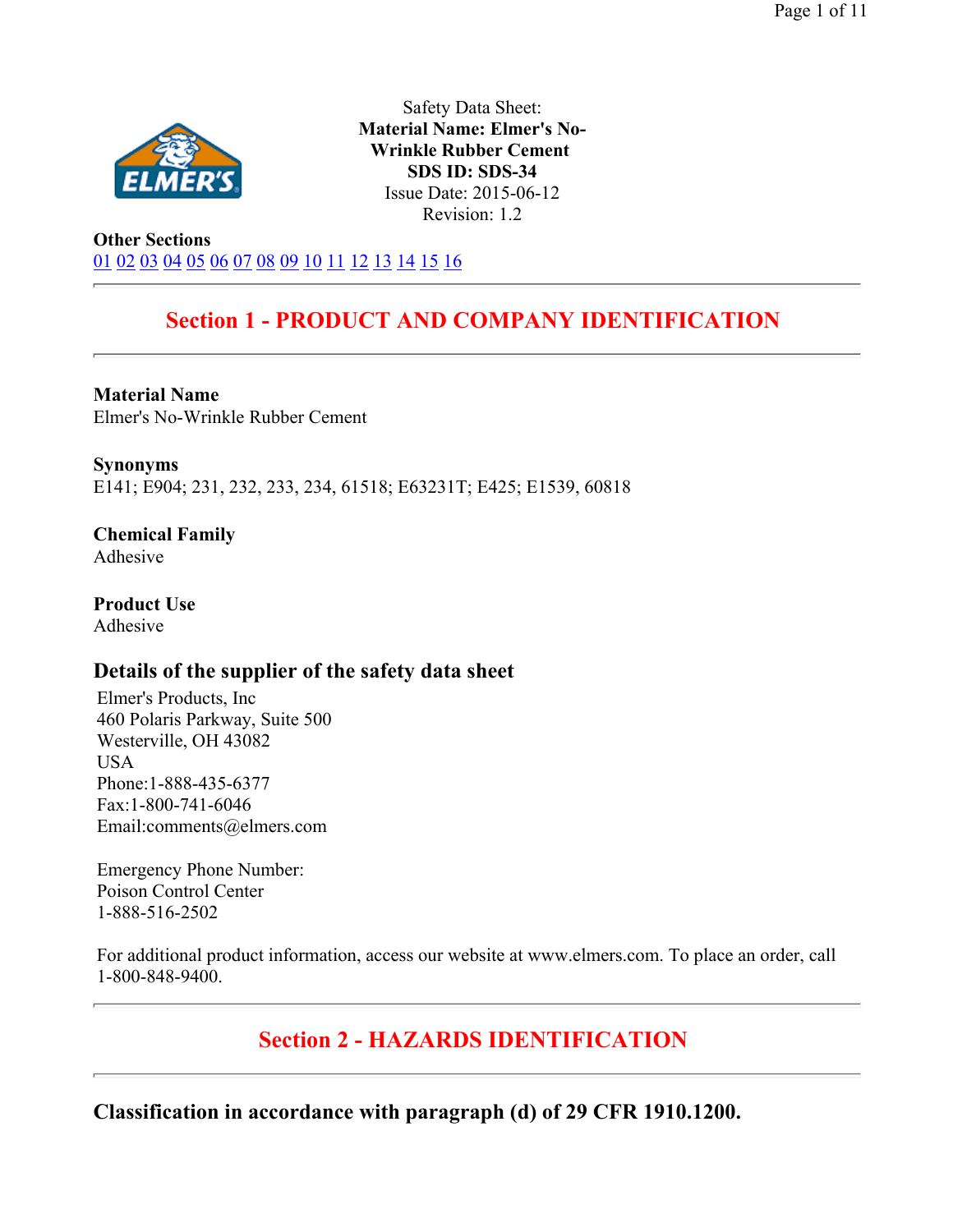Safety Data Sheet:
**Material Name: Elmer's No-Wrinkle Rubber Cement**
**SDS ID: SDS-34**
Issue Date: 2015-06-12
Revision: 1.2

**Other Sections**
01 02 03 04 05 06 07 08 09 10 11 12 13 14 15 16

---

## Section 1 - PRODUCT AND COMPANY IDENTIFICATION

---

**Material Name**
Elmer's No-Wrinkle Rubber Cement

**Synonyms**
E141; E904; 231, 232, 233, 234, 61518; E63231T; E425; E1539, 60818

**Chemical Family**
Adhesive

**Product Use**
Adhesive

### Details of the supplier of the safety data sheet

Elmer's Products, Inc
460 Polaris Parkway, Suite 500
Westerville, OH 43082
USA
Phone:1-888-435-6377
Fax:1-800-741-6046
Email:comments@elmers.com

Emergency Phone Number:
Poison Control Center
1-888-516-2502

For additional product information, access our website at www.elmers.com. To place an order, call 1-800-848-9400.

---

## Section 2 - HAZARDS IDENTIFICATION

---

### Classification in accordance with paragraph (d) of 29 CFR 1910.1200.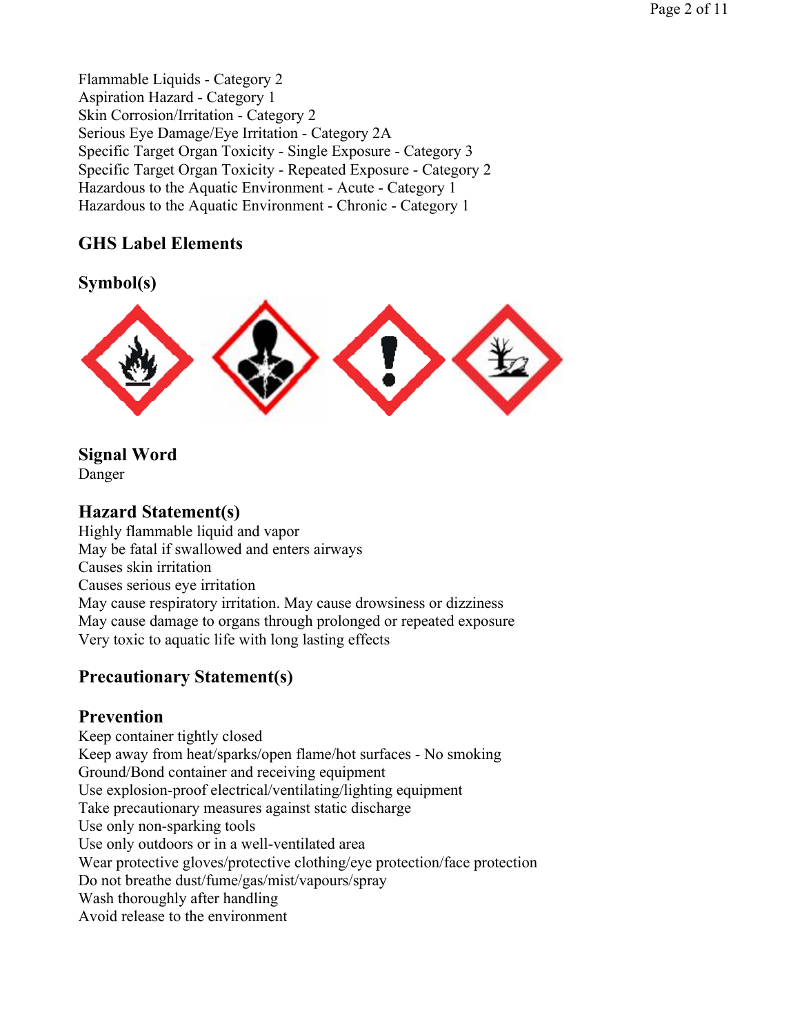Flammable Liquids - Category 2
Aspiration Hazard - Category 1
Skin Corrosion/Irritation - Category 2
Serious Eye Damage/Eye Irritation - Category 2A
Specific Target Organ Toxicity - Single Exposure - Category 3
Specific Target Organ Toxicity - Repeated Exposure - Category 2
Hazardous to the Aquatic Environment - Acute - Category 1
Hazardous to the Aquatic Environment - Chronic - Category 1

## GHS Label Elements

### Symbol(s)

### Signal Word

Danger

### Hazard Statement(s)

Highly flammable liquid and vapor
May be fatal if swallowed and enters airways
Causes skin irritation
Causes serious eye irritation
May cause respiratory irritation. May cause drowsiness or dizziness
May cause damage to organs through prolonged or repeated exposure
Very toxic to aquatic life with long lasting effects

### Precautionary Statement(s)

### Prevention

Keep container tightly closed
Keep away from heat/sparks/open flame/hot surfaces - No smoking
Ground/Bond container and receiving equipment
Use explosion-proof electrical/ventilating/lighting equipment
Take precautionary measures against static discharge
Use only non-sparking tools
Use only outdoors or in a well-ventilated area
Wear protective gloves/protective clothing/eye protection/face protection
Do not breathe dust/fume/gas/mist/vapours/spray
Wash thoroughly after handling
Avoid release to the environment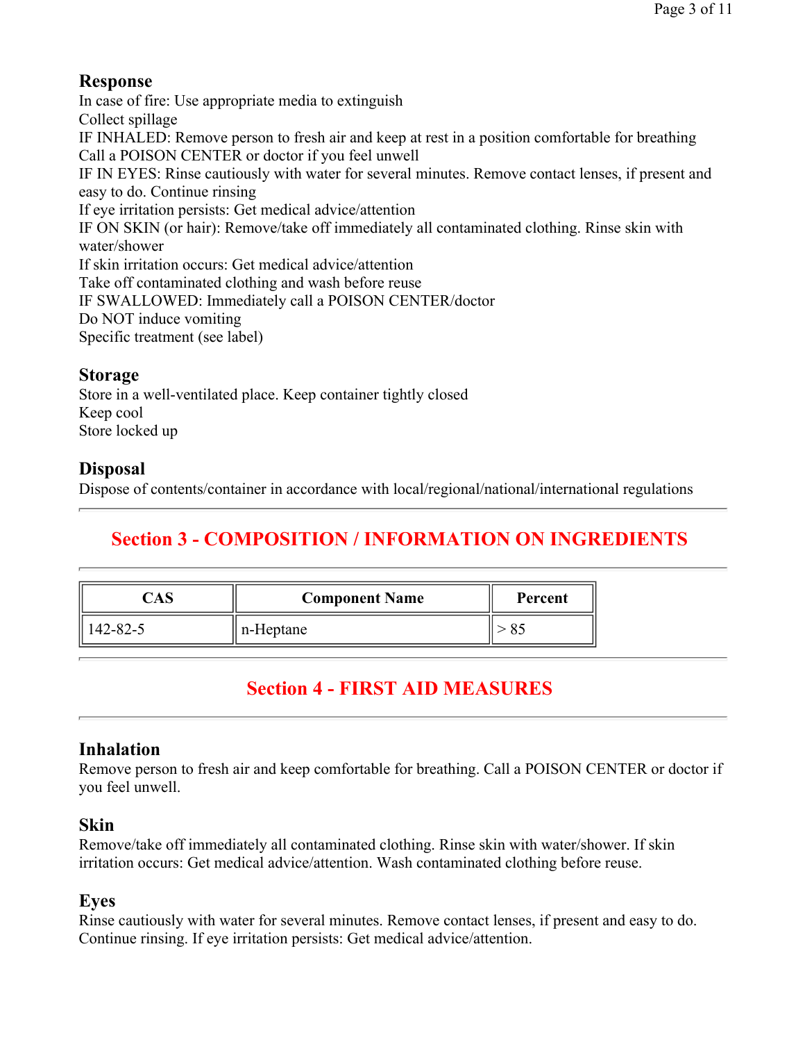### Response

In case of fire: Use appropriate media to extinguish
Collect spillage
IF INHALED: Remove person to fresh air and keep at rest in a position comfortable for breathing
Call a POISON CENTER or doctor if you feel unwell
IF IN EYES: Rinse cautiously with water for several minutes. Remove contact lenses, if present and easy to do. Continue rinsing
If eye irritation persists: Get medical advice/attention
IF ON SKIN (or hair): Remove/take off immediately all contaminated clothing. Rinse skin with water/shower
If skin irritation occurs: Get medical advice/attention
Take off contaminated clothing and wash before reuse
IF SWALLOWED: Immediately call a POISON CENTER/doctor
Do NOT induce vomiting
Specific treatment (see label)

### Storage

Store in a well-ventilated place. Keep container tightly closed
Keep cool
Store locked up

### Disposal

Dispose of contents/container in accordance with local/regional/national/international regulations

## Section 3 - COMPOSITION / INFORMATION ON INGREDIENTS

| CAS | Component Name | Percent |
|---|---|---|
| 142-82-5 | n-Heptane | > 85 |

## Section 4 - FIRST AID MEASURES

### Inhalation

Remove person to fresh air and keep comfortable for breathing. Call a POISON CENTER or doctor if you feel unwell.

### Skin

Remove/take off immediately all contaminated clothing. Rinse skin with water/shower. If skin irritation occurs: Get medical advice/attention. Wash contaminated clothing before reuse.

### Eyes

Rinse cautiously with water for several minutes. Remove contact lenses, if present and easy to do. Continue rinsing. If eye irritation persists: Get medical advice/attention.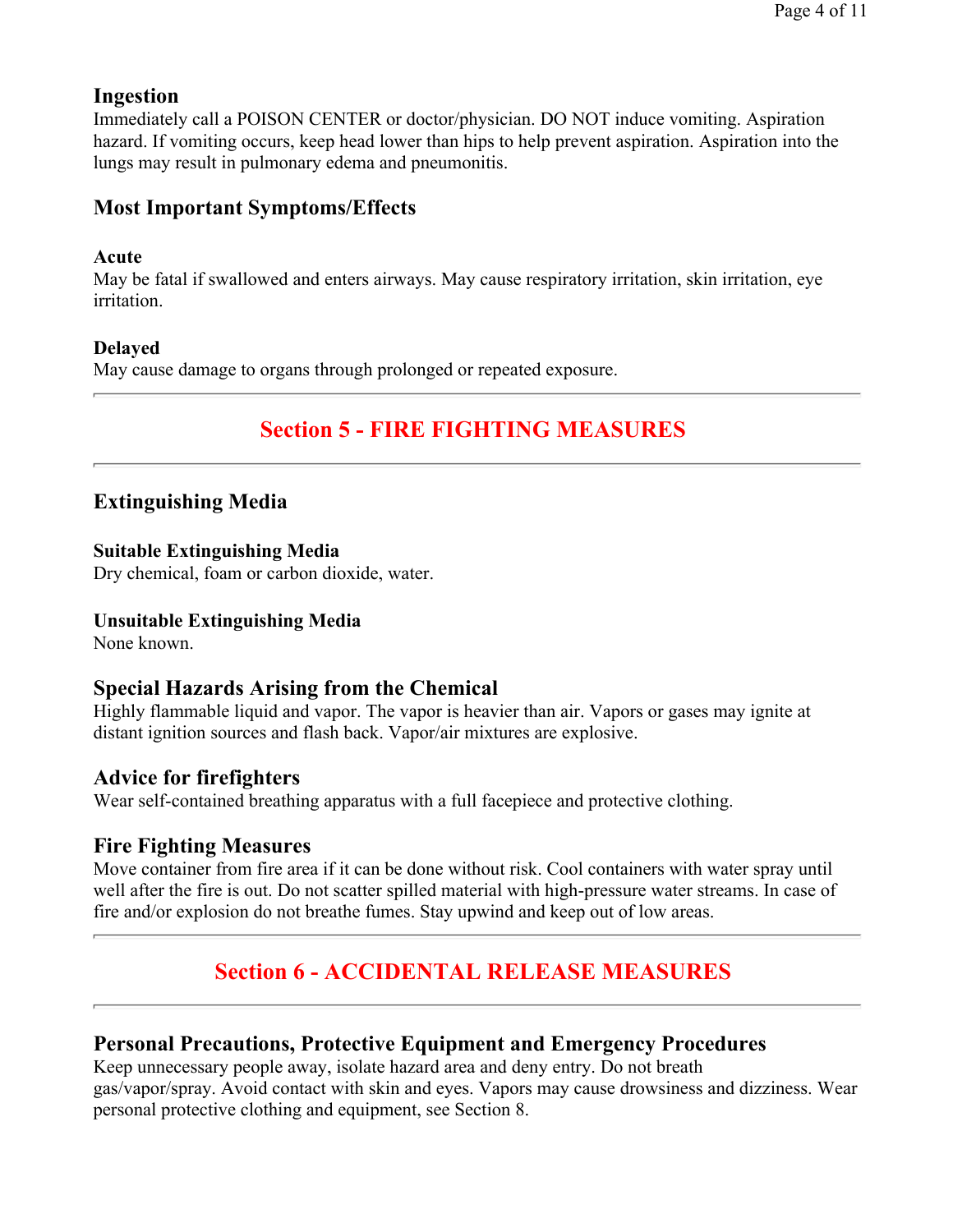### Ingestion

Immediately call a POISON CENTER or doctor/physician. DO NOT induce vomiting. Aspiration hazard. If vomiting occurs, keep head lower than hips to help prevent aspiration. Aspiration into the lungs may result in pulmonary edema and pneumonitis.

### Most Important Symptoms/Effects

#### Acute

May be fatal if swallowed and enters airways. May cause respiratory irritation, skin irritation, eye irritation.

#### Delayed

May cause damage to organs through prolonged or repeated exposure.

---

## Section 5 - FIRE FIGHTING MEASURES

---

### Extinguishing Media

#### Suitable Extinguishing Media

Dry chemical, foam or carbon dioxide, water.

#### Unsuitable Extinguishing Media

None known.

### Special Hazards Arising from the Chemical

Highly flammable liquid and vapor. The vapor is heavier than air. Vapors or gases may ignite at distant ignition sources and flash back. Vapor/air mixtures are explosive.

### Advice for firefighters

Wear self-contained breathing apparatus with a full facepiece and protective clothing.

### Fire Fighting Measures

Move container from fire area if it can be done without risk. Cool containers with water spray until well after the fire is out. Do not scatter spilled material with high-pressure water streams. In case of fire and/or explosion do not breathe fumes. Stay upwind and keep out of low areas.

---

## Section 6 - ACCIDENTAL RELEASE MEASURES

---

### Personal Precautions, Protective Equipment and Emergency Procedures

Keep unnecessary people away, isolate hazard area and deny entry. Do not breath gas/vapor/spray. Avoid contact with skin and eyes. Vapors may cause drowsiness and dizziness. Wear personal protective clothing and equipment, see Section 8.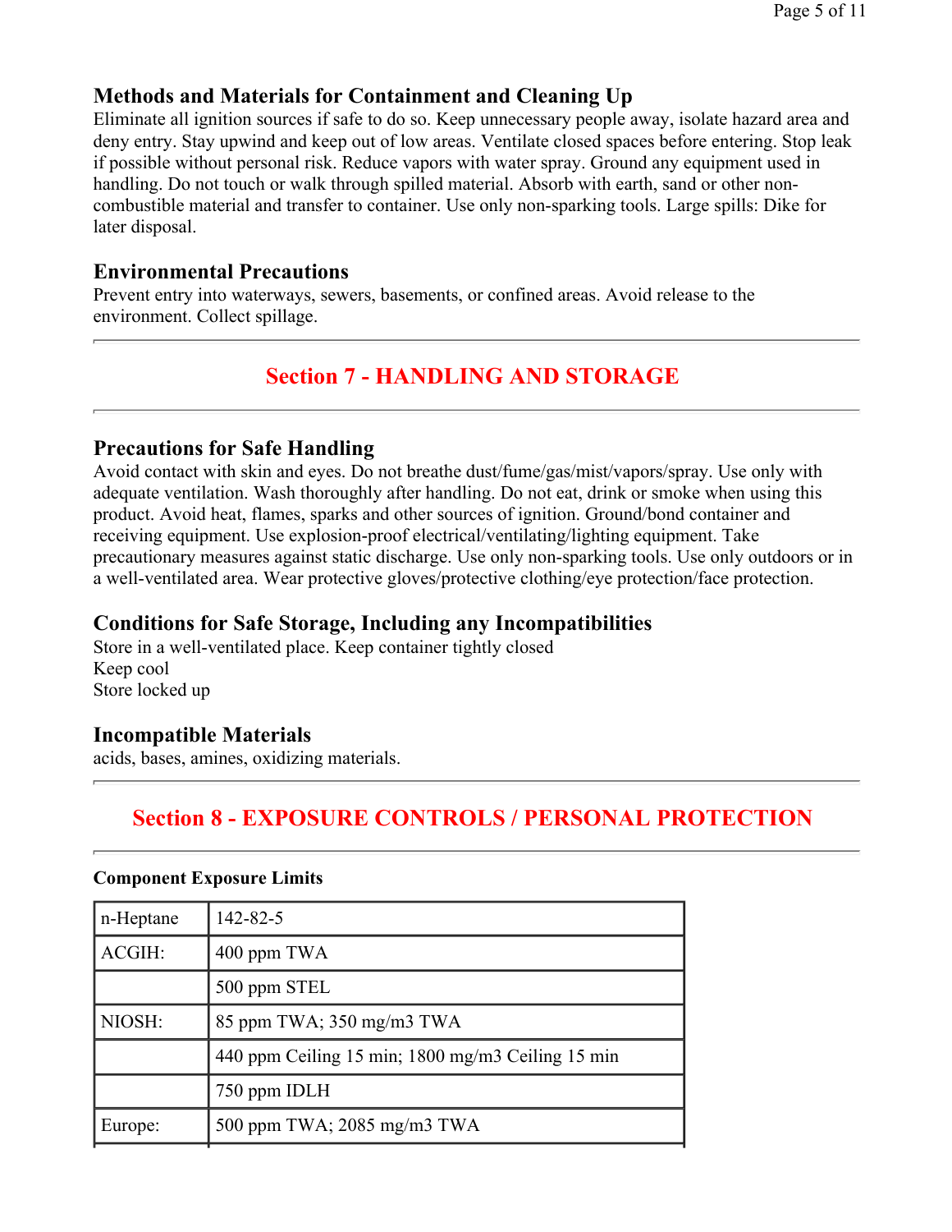### Methods and Materials for Containment and Cleaning Up

Eliminate all ignition sources if safe to do so. Keep unnecessary people away, isolate hazard area and deny entry. Stay upwind and keep out of low areas. Ventilate closed spaces before entering. Stop leak if possible without personal risk. Reduce vapors with water spray. Ground any equipment used in handling. Do not touch or walk through spilled material. Absorb with earth, sand or other non-combustible material and transfer to container. Use only non-sparking tools. Large spills: Dike for later disposal.

### Environmental Precautions

Prevent entry into waterways, sewers, basements, or confined areas. Avoid release to the environment. Collect spillage.

---

## Section 7 - HANDLING AND STORAGE

---

### Precautions for Safe Handling

Avoid contact with skin and eyes. Do not breathe dust/fume/gas/mist/vapors/spray. Use only with adequate ventilation. Wash thoroughly after handling. Do not eat, drink or smoke when using this product. Avoid heat, flames, sparks and other sources of ignition. Ground/bond container and receiving equipment. Use explosion-proof electrical/ventilating/lighting equipment. Take precautionary measures against static discharge. Use only non-sparking tools. Use only outdoors or in a well-ventilated area. Wear protective gloves/protective clothing/eye protection/face protection.

### Conditions for Safe Storage, Including any Incompatibilities

Store in a well-ventilated place. Keep container tightly closed
Keep cool
Store locked up

### Incompatible Materials

acids, bases, amines, oxidizing materials.

---

## Section 8 - EXPOSURE CONTROLS / PERSONAL PROTECTION

---

**Component Exposure Limits**

| n-Heptane | 142-82-5 |
|---|---|
| ACGIH: | 400 ppm TWA |
| | 500 ppm STEL |
| NIOSH: | 85 ppm TWA; 350 mg/m3 TWA |
| | 440 ppm Ceiling 15 min; 1800 mg/m3 Ceiling 15 min |
| | 750 ppm IDLH |
| Europe: | 500 ppm TWA; 2085 mg/m3 TWA |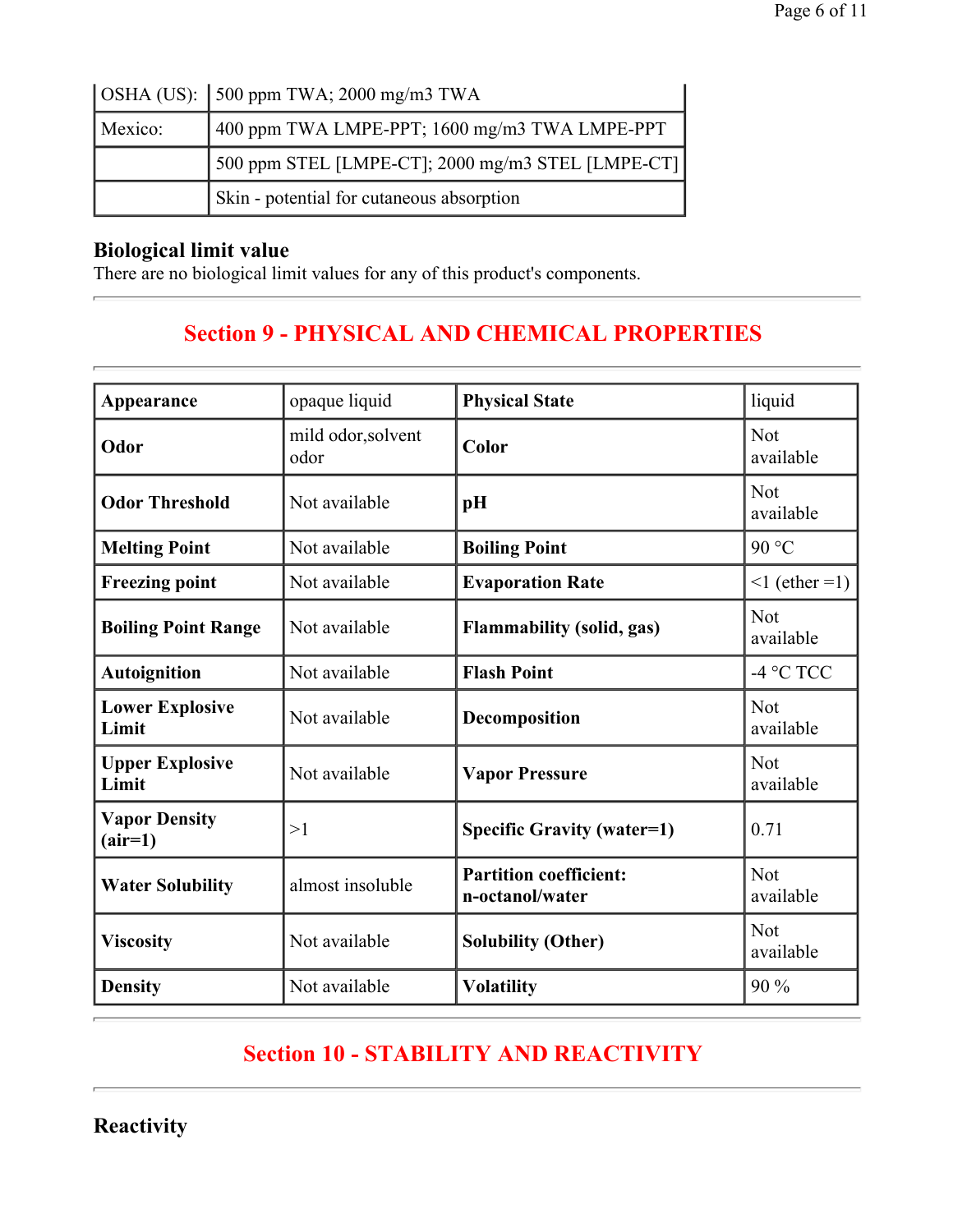| OSHA (US): | 500 ppm TWA; 2000 mg/m3 TWA |
|---|---|
| Mexico: | 400 ppm TWA LMPE-PPT; 1600 mg/m3 TWA LMPE-PPT |
| | 500 ppm STEL [LMPE-CT]; 2000 mg/m3 STEL [LMPE-CT] |
| | Skin - potential for cutaneous absorption |

### Biological limit value

There are no biological limit values for any of this product's components.

## Section 9 - PHYSICAL AND CHEMICAL PROPERTIES

| | | | |
|---|---|---|---|
| **Appearance** | opaque liquid | **Physical State** | liquid |
| **Odor** | mild odor,solvent odor | **Color** | Not available |
| **Odor Threshold** | Not available | **pH** | Not available |
| **Melting Point** | Not available | **Boiling Point** | 90 °C |
| **Freezing point** | Not available | **Evaporation Rate** | <1 (ether =1) |
| **Boiling Point Range** | Not available | **Flammability (solid, gas)** | Not available |
| **Autoignition** | Not available | **Flash Point** | -4 °C TCC |
| **Lower Explosive Limit** | Not available | **Decomposition** | Not available |
| **Upper Explosive Limit** | Not available | **Vapor Pressure** | Not available |
| **Vapor Density (air=1)** | >1 | **Specific Gravity (water=1)** | 0.71 |
| **Water Solubility** | almost insoluble | **Partition coefficient: n-octanol/water** | Not available |
| **Viscosity** | Not available | **Solubility (Other)** | Not available |
| **Density** | Not available | **Volatility** | 90 % |

## Section 10 - STABILITY AND REACTIVITY

### Reactivity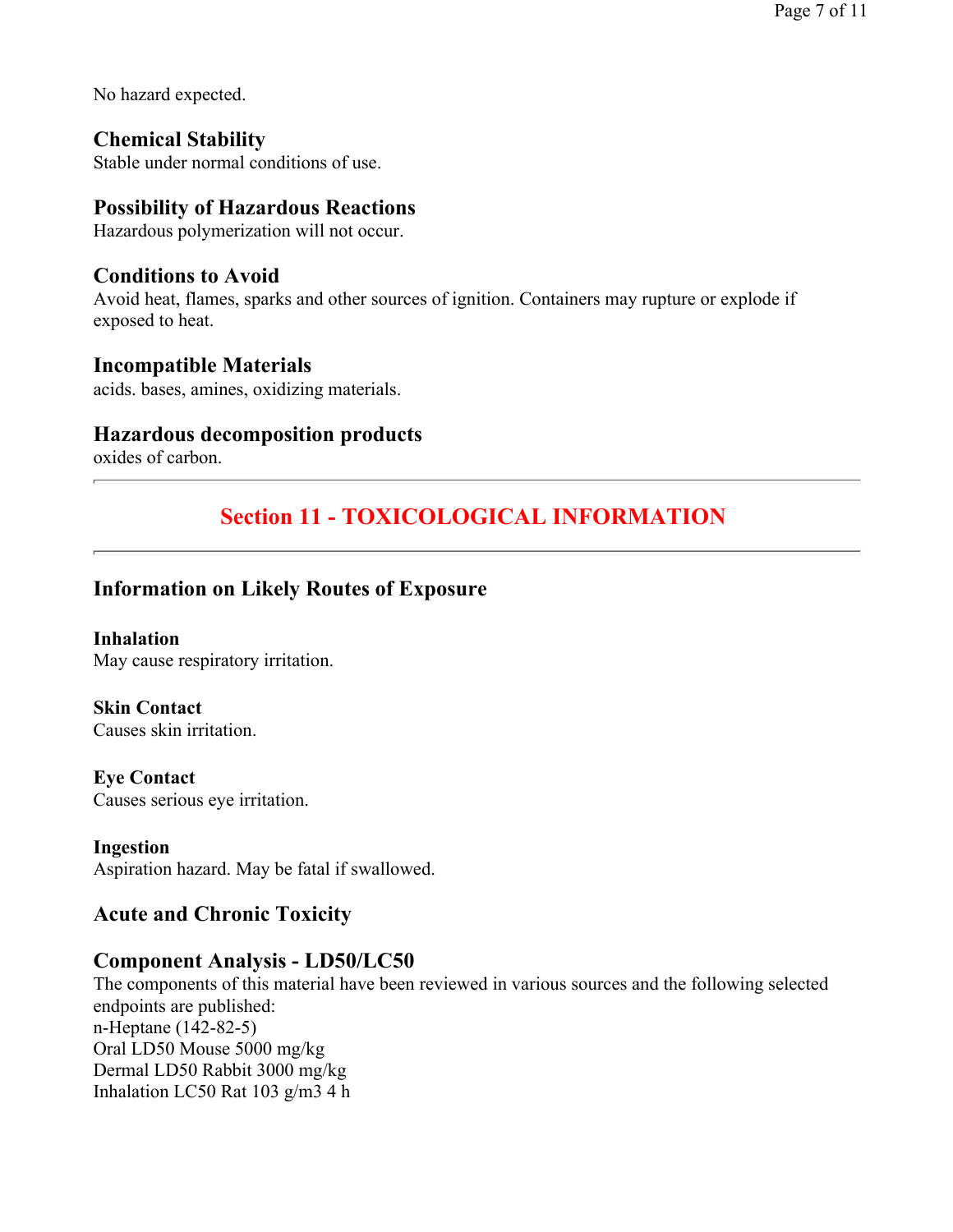No hazard expected.

### Chemical Stability

Stable under normal conditions of use.

### Possibility of Hazardous Reactions

Hazardous polymerization will not occur.

### Conditions to Avoid

Avoid heat, flames, sparks and other sources of ignition. Containers may rupture or explode if exposed to heat.

### Incompatible Materials

acids. bases, amines, oxidizing materials.

### Hazardous decomposition products

oxides of carbon.

---

## Section 11 - TOXICOLOGICAL INFORMATION

---

### Information on Likely Routes of Exposure

**Inhalation**
May cause respiratory irritation.

**Skin Contact**
Causes skin irritation.

**Eye Contact**
Causes serious eye irritation.

**Ingestion**
Aspiration hazard. May be fatal if swallowed.

### Acute and Chronic Toxicity

### Component Analysis - LD50/LC50

The components of this material have been reviewed in various sources and the following selected endpoints are published:
n-Heptane (142-82-5)
Oral LD50 Mouse 5000 mg/kg
Dermal LD50 Rabbit 3000 mg/kg
Inhalation LC50 Rat 103 g/m3 4 h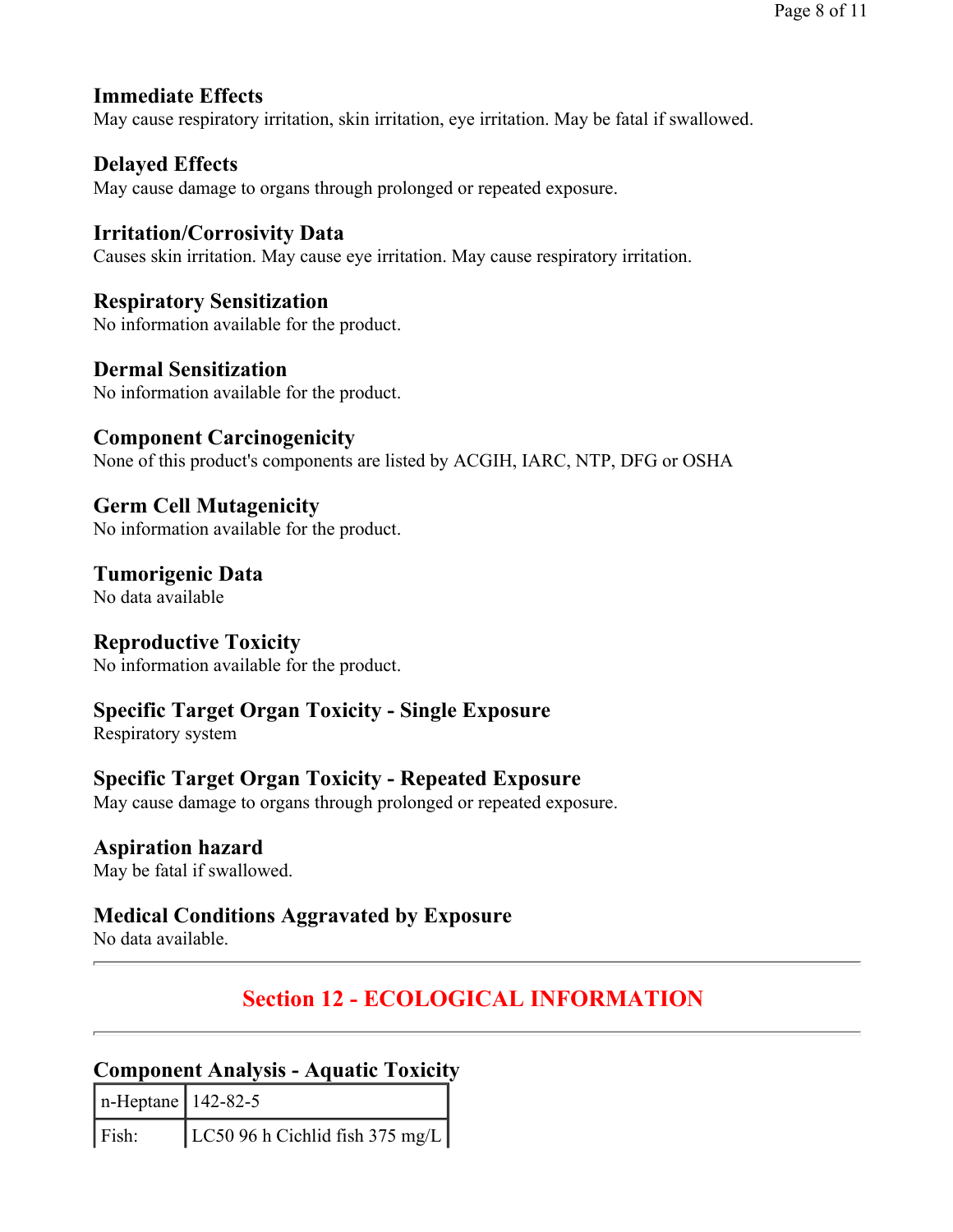### Immediate Effects

May cause respiratory irritation, skin irritation, eye irritation. May be fatal if swallowed.

### Delayed Effects

May cause damage to organs through prolonged or repeated exposure.

### Irritation/Corrosivity Data

Causes skin irritation. May cause eye irritation. May cause respiratory irritation.

### Respiratory Sensitization

No information available for the product.

### Dermal Sensitization

No information available for the product.

### Component Carcinogenicity

None of this product's components are listed by ACGIH, IARC, NTP, DFG or OSHA

### Germ Cell Mutagenicity

No information available for the product.

### Tumorigenic Data

No data available

### Reproductive Toxicity

No information available for the product.

### Specific Target Organ Toxicity - Single Exposure

Respiratory system

### Specific Target Organ Toxicity - Repeated Exposure

May cause damage to organs through prolonged or repeated exposure.

### Aspiration hazard

May be fatal if swallowed.

### Medical Conditions Aggravated by Exposure

No data available.

---

## Section 12 - ECOLOGICAL INFORMATION

---

### Component Analysis - Aquatic Toxicity

| n-Heptane | 142-82-5 |
|---|---|
| Fish: | LC50 96 h Cichlid fish 375 mg/L |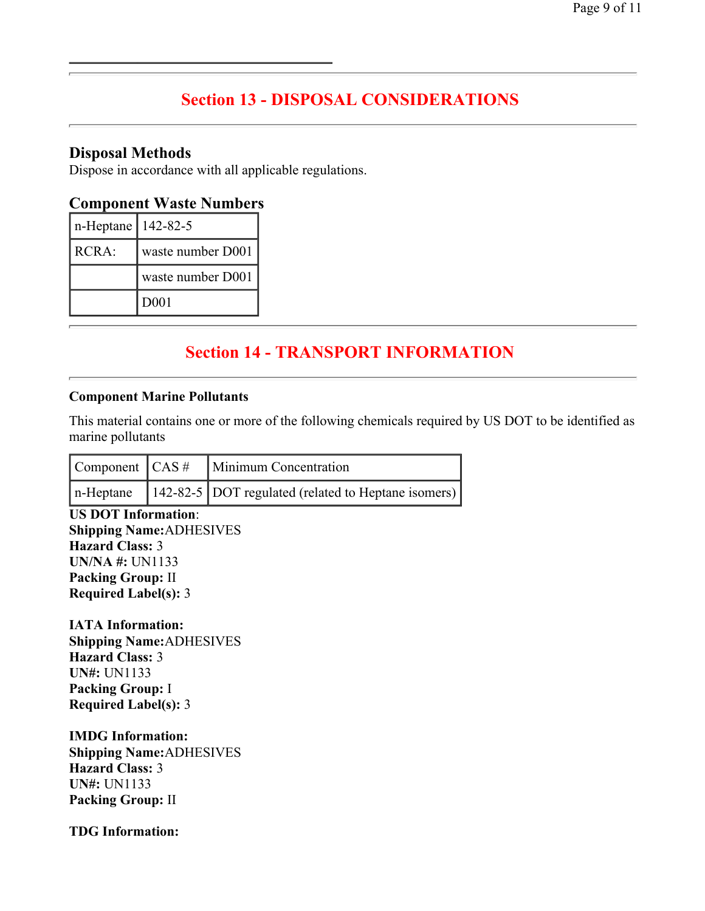## Section 13 - DISPOSAL CONSIDERATIONS

### Disposal Methods

Dispose in accordance with all applicable regulations.

### Component Waste Numbers

| n-Heptane | 142-82-5 |
|---|---|
| RCRA: | waste number D001 |
| | waste number D001 |
| | D001 |

## Section 14 - TRANSPORT INFORMATION

**Component Marine Pollutants**

This material contains one or more of the following chemicals required by US DOT to be identified as marine pollutants

| Component | CAS # | Minimum Concentration |
|---|---|---|
| n-Heptane | 142-82-5 | DOT regulated (related to Heptane isomers) |

**US DOT Information**:
**Shipping Name:**ADHESIVES
**Hazard Class:** 3
**UN/NA #:** UN1133
**Packing Group:** II
**Required Label(s):** 3

**IATA Information:**
**Shipping Name:**ADHESIVES
**Hazard Class:** 3
**UN#:** UN1133
**Packing Group:** I
**Required Label(s):** 3

**IMDG Information:**
**Shipping Name:**ADHESIVES
**Hazard Class:** 3
**UN#:** UN1133
**Packing Group:** II

**TDG Information:**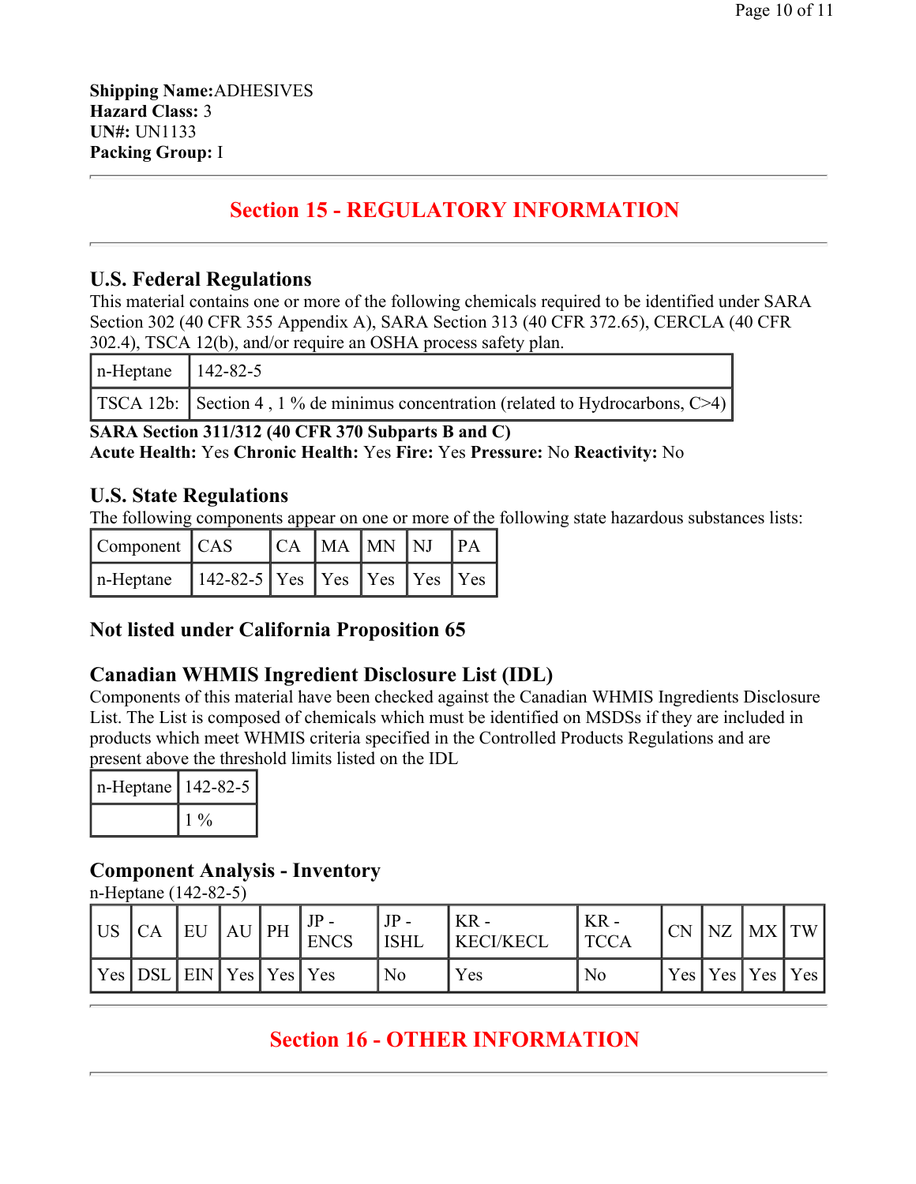**Shipping Name:** ADHESIVES
**Hazard Class:** 3
**UN#:** UN1133
**Packing Group:** I

---

## Section 15 - REGULATORY INFORMATION

---

### U.S. Federal Regulations

This material contains one or more of the following chemicals required to be identified under SARA Section 302 (40 CFR 355 Appendix A), SARA Section 313 (40 CFR 372.65), CERCLA (40 CFR 302.4), TSCA 12(b), and/or require an OSHA process safety plan.

| n-Heptane | 142-82-5 |
|---|---|
| TSCA 12b: | Section 4 , 1 % de minimus concentration (related to Hydrocarbons, C>4) |

**SARA Section 311/312 (40 CFR 370 Subparts B and C)**
**Acute Health:** Yes **Chronic Health:** Yes **Fire:** Yes **Pressure:** No **Reactivity:** No

### U.S. State Regulations

The following components appear on one or more of the following state hazardous substances lists:

| Component | CAS | CA | MA | MN | NJ | PA |
|---|---|---|---|---|---|---|
| n-Heptane | 142-82-5 | Yes | Yes | Yes | Yes | Yes |

### Not listed under California Proposition 65

### Canadian WHMIS Ingredient Disclosure List (IDL)

Components of this material have been checked against the Canadian WHMIS Ingredients Disclosure List. The List is composed of chemicals which must be identified on MSDSs if they are included in products which meet WHMIS criteria specified in the Controlled Products Regulations and are present above the threshold limits listed on the IDL

| n-Heptane | 142-82-5 |
|---|---|
| | 1 % |

### Component Analysis - Inventory

n-Heptane (142-82-5)

| US | CA | EU | AU | PH | JP - ENCS | JP - ISHL | KR - KECI/KECL | KR - TCCA | CN | NZ | MX | TW |
|---|---|---|---|---|---|---|---|---|---|---|---|---|
| Yes | DSL | EIN | Yes | Yes | Yes | No | Yes | No | Yes | Yes | Yes | Yes |

---

## Section 16 - OTHER INFORMATION

---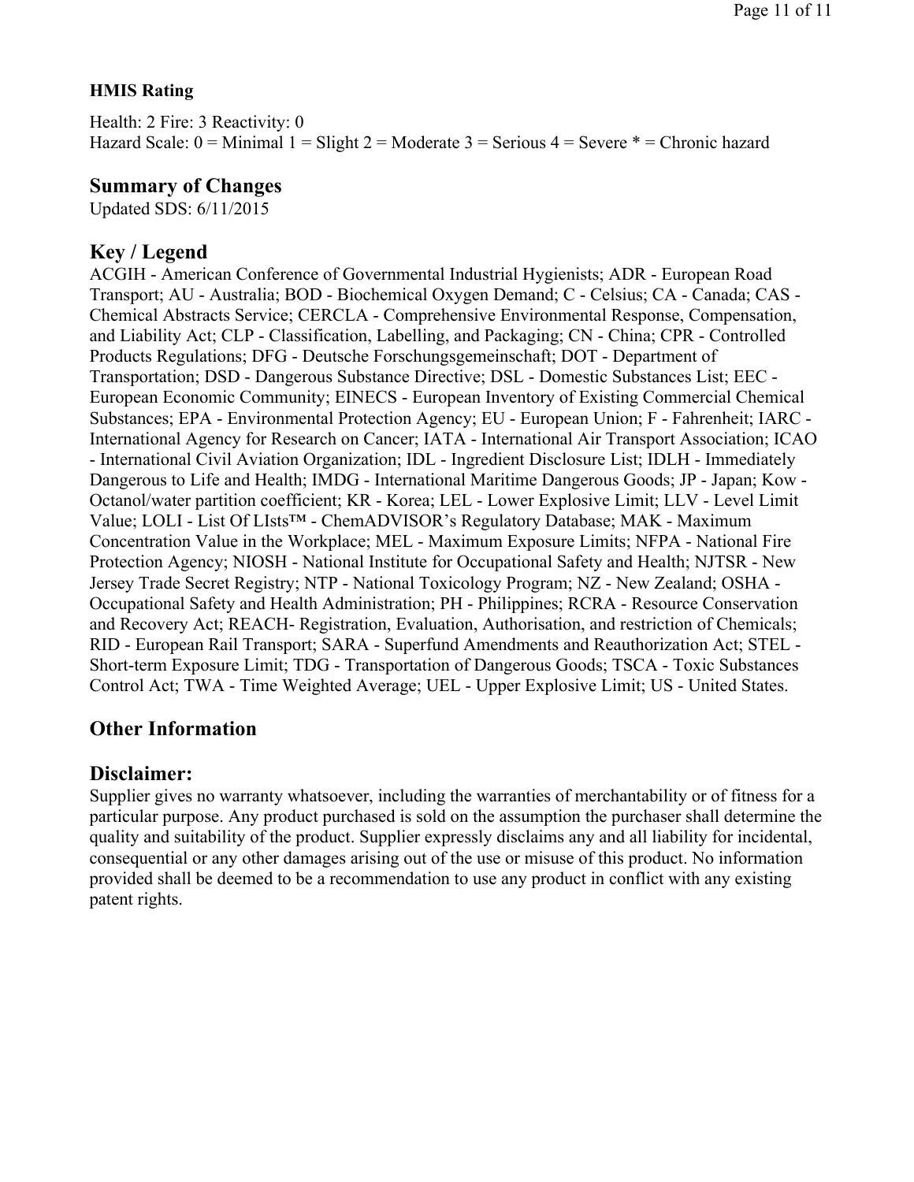### HMIS Rating

Health: 2 Fire: 3 Reactivity: 0
Hazard Scale: 0 = Minimal 1 = Slight 2 = Moderate 3 = Serious 4 = Severe * = Chronic hazard

## Summary of Changes

Updated SDS: 6/11/2015

## Key / Legend

ACGIH - American Conference of Governmental Industrial Hygienists; ADR - European Road Transport; AU - Australia; BOD - Biochemical Oxygen Demand; C - Celsius; CA - Canada; CAS - Chemical Abstracts Service; CERCLA - Comprehensive Environmental Response, Compensation, and Liability Act; CLP - Classification, Labelling, and Packaging; CN - China; CPR - Controlled Products Regulations; DFG - Deutsche Forschungsgemeinschaft; DOT - Department of Transportation; DSD - Dangerous Substance Directive; DSL - Domestic Substances List; EEC - European Economic Community; EINECS - European Inventory of Existing Commercial Chemical Substances; EPA - Environmental Protection Agency; EU - European Union; F - Fahrenheit; IARC - International Agency for Research on Cancer; IATA - International Air Transport Association; ICAO - International Civil Aviation Organization; IDL - Ingredient Disclosure List; IDLH - Immediately Dangerous to Life and Health; IMDG - International Maritime Dangerous Goods; JP - Japan; Kow - Octanol/water partition coefficient; KR - Korea; LEL - Lower Explosive Limit; LLV - Level Limit Value; LOLI - List Of LIsts™ - ChemADVISOR's Regulatory Database; MAK - Maximum Concentration Value in the Workplace; MEL - Maximum Exposure Limits; NFPA - National Fire Protection Agency; NIOSH - National Institute for Occupational Safety and Health; NJTSR - New Jersey Trade Secret Registry; NTP - National Toxicology Program; NZ - New Zealand; OSHA - Occupational Safety and Health Administration; PH - Philippines; RCRA - Resource Conservation and Recovery Act; REACH- Registration, Evaluation, Authorisation, and restriction of Chemicals; RID - European Rail Transport; SARA - Superfund Amendments and Reauthorization Act; STEL - Short-term Exposure Limit; TDG - Transportation of Dangerous Goods; TSCA - Toxic Substances Control Act; TWA - Time Weighted Average; UEL - Upper Explosive Limit; US - United States.

## Other Information

## Disclaimer:

Supplier gives no warranty whatsoever, including the warranties of merchantability or of fitness for a particular purpose. Any product purchased is sold on the assumption the purchaser shall determine the quality and suitability of the product. Supplier expressly disclaims any and all liability for incidental, consequential or any other damages arising out of the use or misuse of this product. No information provided shall be deemed to be a recommendation to use any product in conflict with any existing patent rights.